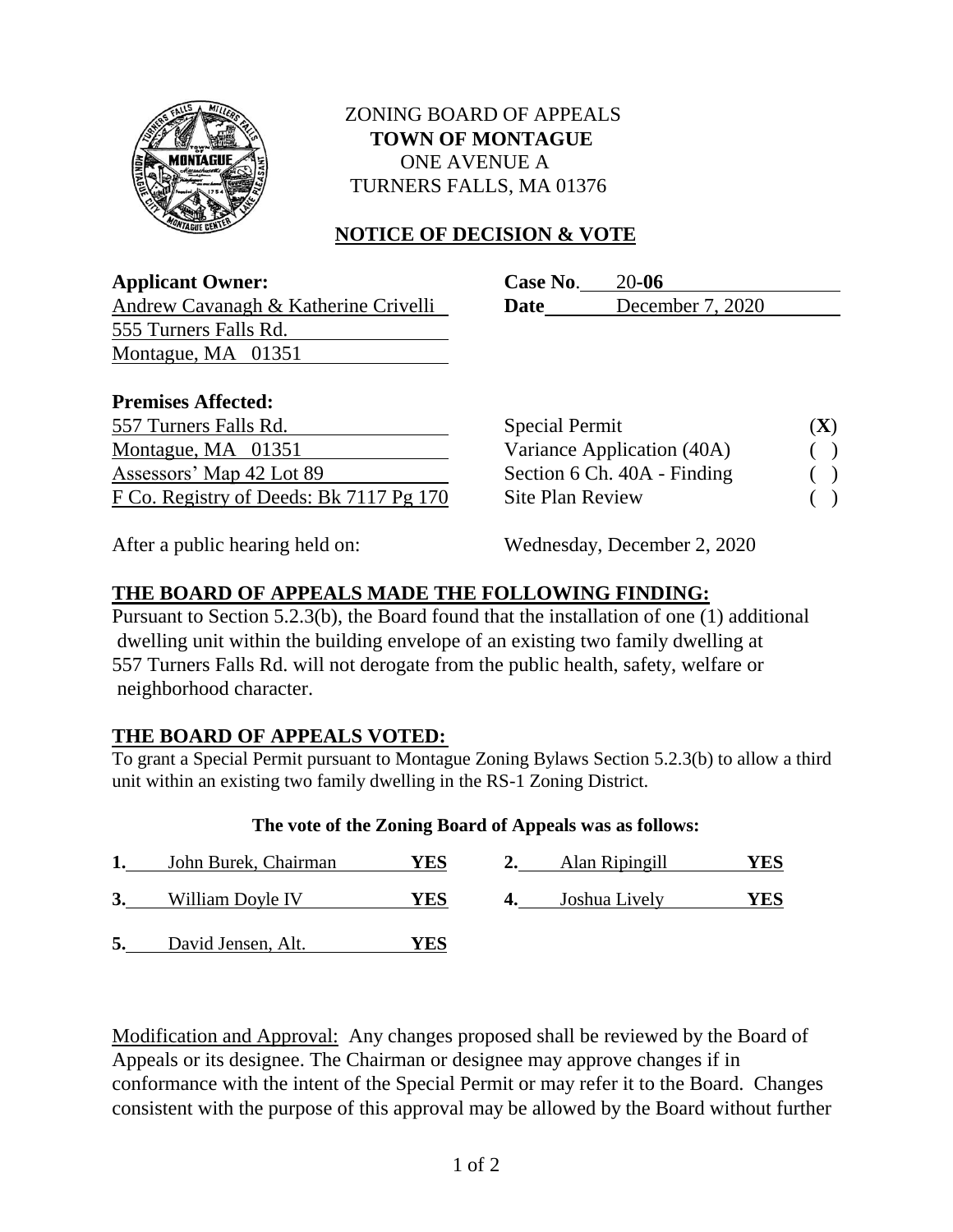ZONING BOARD OF APPEALS
**TOWN OF MONTAGUE**
ONE AVENUE A
TURNERS FALLS, MA 01376

## NOTICE OF DECISION & VOTE

**Applicant Owner:**
Andrew Cavanagh & Katherine Crivelli
555 Turners Falls Rd.
Montague, MA 01351

**Case No.** 20-**06**
**Date** December 7, 2020

**Premises Affected:**
557 Turners Falls Rd.
Montague, MA 01351
Assessors' Map 42 Lot 89
F Co. Registry of Deeds: Bk 7117 Pg 170

| | |
|---|---|
| Special Permit | (**X**) |
| Variance Application (40A) | ( ) |
| Section 6 Ch. 40A - Finding | ( ) |
| Site Plan Review | ( ) |

After a public hearing held on: Wednesday, December 2, 2020

## THE BOARD OF APPEALS MADE THE FOLLOWING FINDING:

Pursuant to Section 5.2.3(b), the Board found that the installation of one (1) additional dwelling unit within the building envelope of an existing two family dwelling at 557 Turners Falls Rd. will not derogate from the public health, safety, welfare or neighborhood character.

## THE BOARD OF APPEALS VOTED:

To grant a Special Permit pursuant to Montague Zoning Bylaws Section 5.2.3(b) to allow a third unit within an existing two family dwelling in the RS-1 Zoning District.

**The vote of the Zoning Board of Appeals was as follows:**

1. John Burek, Chairman **YES**
2. Alan Ripingill **YES**
3. William Doyle IV **YES**
4. Joshua Lively **YES**
5. David Jensen, Alt. **YES**

Modification and Approval: Any changes proposed shall be reviewed by the Board of Appeals or its designee. The Chairman or designee may approve changes if in conformance with the intent of the Special Permit or may refer it to the Board. Changes consistent with the purpose of this approval may be allowed by the Board without further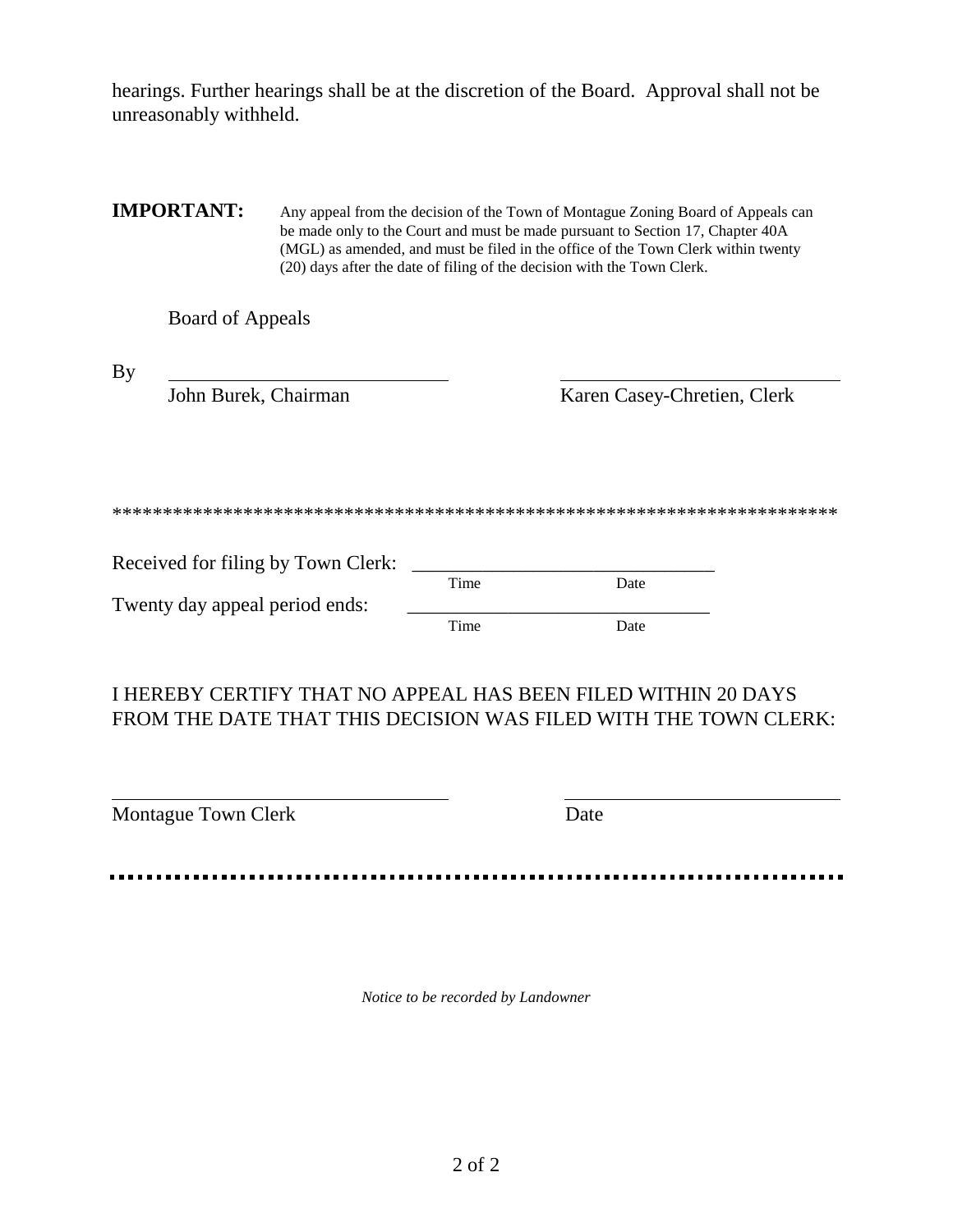hearings. Further hearings shall be at the discretion of the Board. Approval shall not be unreasonably withheld.

**IMPORTANT:** Any appeal from the decision of the Town of Montague Zoning Board of Appeals can be made only to the Court and must be made pursuant to Section 17, Chapter 40A (MGL) as amended, and must be filed in the office of the Town Clerk within twenty (20) days after the date of filing of the decision with the Town Clerk.

Board of Appeals

By \_\_\_\_\_\_\_\_\_\_\_\_\_\_\_\_\_\_\_\_\_\_\_\_\_\_\_\_ \_\_\_\_\_\_\_\_\_\_\_\_\_\_\_\_\_\_\_\_\_\_\_\_\_\_\_\_

John Burek, Chairman Karen Casey-Chretien, Clerk

*************************************************************************

Received for filing by Town Clerk: \_\_\_\_\_\_\_\_\_\_\_\_\_\_\_\_\_\_\_\_\_\_\_\_\_\_\_\_\_\_
Time Date

Twenty day appeal period ends: \_\_\_\_\_\_\_\_\_\_\_\_\_\_\_\_\_\_\_\_\_\_\_\_\_\_\_\_\_\_
Time Date

I HEREBY CERTIFY THAT NO APPEAL HAS BEEN FILED WITHIN 20 DAYS FROM THE DATE THAT THIS DECISION WAS FILED WITH THE TOWN CLERK:

\_\_\_\_\_\_\_\_\_\_\_\_\_\_\_\_\_\_\_\_\_\_\_\_\_\_\_\_ \_\_\_\_\_\_\_\_\_\_\_\_\_\_\_\_\_\_\_\_\_\_\_\_\_\_\_\_

Montague Town Clerk Date

---

*Notice to be recorded by Landowner*